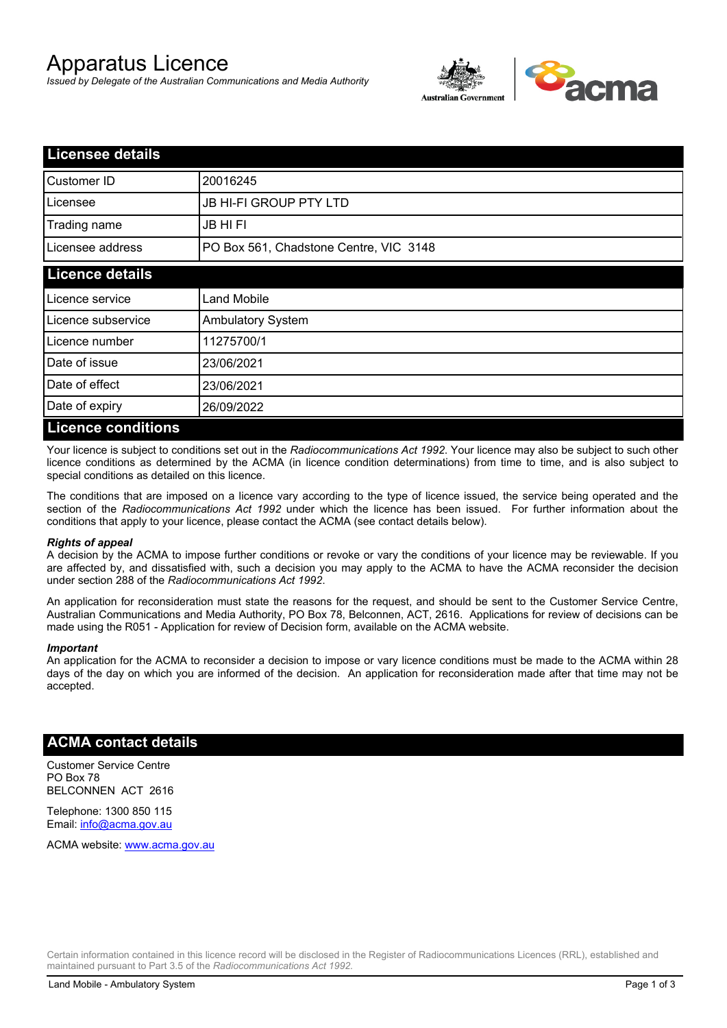# Apparatus Licence

*Issued by Delegate of the Australian Communications and Media Authority*

## Licensee details

| | |
|---|---|
| Customer ID | 20016245 |
| Licensee | JB HI-FI GROUP PTY LTD |
| Trading name | JB HI FI |
| Licensee address | PO Box 561, Chadstone Centre, VIC 3148 |

## Licence details

| | |
|---|---|
| Licence service | Land Mobile |
| Licence subservice | Ambulatory System |
| Licence number | 11275700/1 |
| Date of issue | 23/06/2021 |
| Date of effect | 23/06/2021 |
| Date of expiry | 26/09/2022 |

## Licence conditions

Your licence is subject to conditions set out in the *Radiocommunications Act 1992*. Your licence may also be subject to such other licence conditions as determined by the ACMA (in licence condition determinations) from time to time, and is also subject to special conditions as detailed on this licence.

The conditions that are imposed on a licence vary according to the type of licence issued, the service being operated and the section of the *Radiocommunications Act 1992* under which the licence has been issued. For further information about the conditions that apply to your licence, please contact the ACMA (see contact details below).

***Rights of appeal***

A decision by the ACMA to impose further conditions or revoke or vary the conditions of your licence may be reviewable. If you are affected by, and dissatisfied with, such a decision you may apply to the ACMA to have the ACMA reconsider the decision under section 288 of the *Radiocommunications Act 1992*.

An application for reconsideration must state the reasons for the request, and should be sent to the Customer Service Centre, Australian Communications and Media Authority, PO Box 78, Belconnen, ACT, 2616. Applications for review of decisions can be made using the R051 - Application for review of Decision form, available on the ACMA website.

***Important***

An application for the ACMA to reconsider a decision to impose or vary licence conditions must be made to the ACMA within 28 days of the day on which you are informed of the decision. An application for reconsideration made after that time may not be accepted.

## ACMA contact details

Customer Service Centre
PO Box 78
BELCONNEN ACT 2616

Telephone: 1300 850 115
Email: info@acma.gov.au

ACMA website: www.acma.gov.au

Certain information contained in this licence record will be disclosed in the Register of Radiocommunications Licences (RRL), established and maintained pursuant to Part 3.5 of the *Radiocommunications Act 1992.*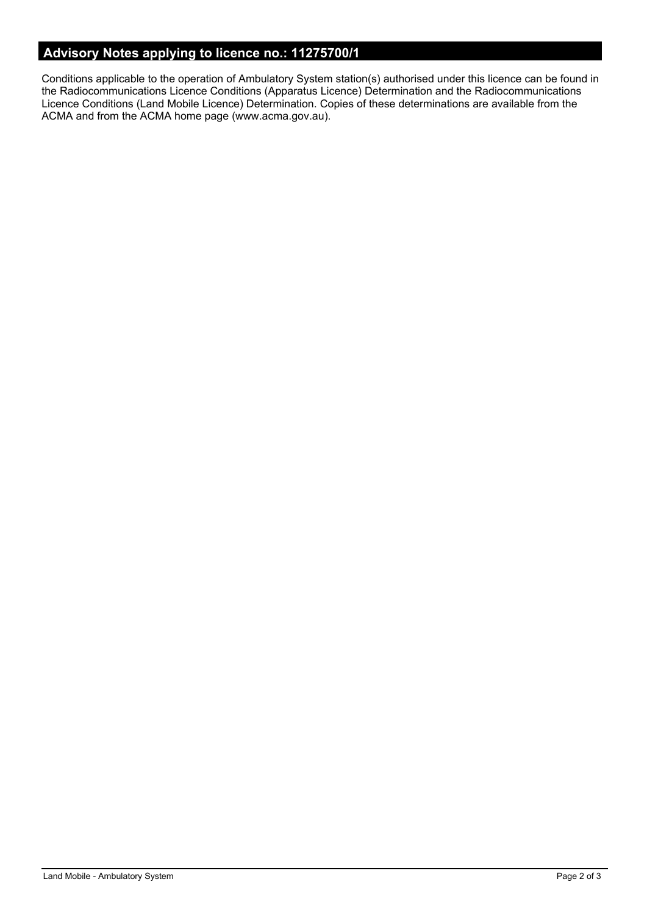## Advisory Notes applying to licence no.: 11275700/1

Conditions applicable to the operation of Ambulatory System station(s) authorised under this licence can be found in the Radiocommunications Licence Conditions (Apparatus Licence) Determination and the Radiocommunications Licence Conditions (Land Mobile Licence) Determination. Copies of these determinations are available from the ACMA and from the ACMA home page (www.acma.gov.au).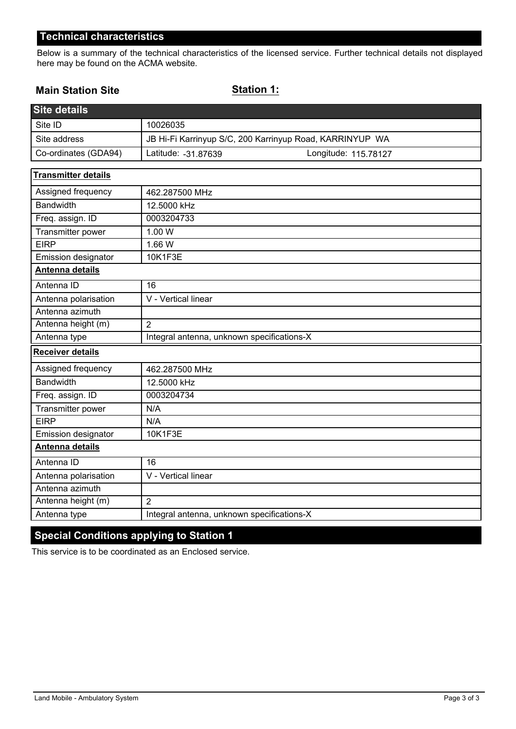## Technical characteristics

Below is a summary of the technical characteristics of the licensed service. Further technical details not displayed here may be found on the ACMA website.

**Main Station Site** **Station 1:**

| Site details | | |
|---|---|---|
| Site ID | 10026035 | |
| Site address | JB Hi-Fi Karrinyup S/C, 200 Karrinyup Road, KARRINYUP WA | |
| Co-ordinates (GDA94) | Latitude: -31.87639 | Longitude: 115.78127 |

| Transmitter details | |
|---|---|
| Assigned frequency | 462.287500 MHz |
| Bandwidth | 12.5000 kHz |
| Freq. assign. ID | 0003204733 |
| Transmitter power | 1.00 W |
| EIRP | 1.66 W |
| Emission designator | 10K1F3E |
| **Antenna details** | |
| Antenna ID | 16 |
| Antenna polarisation | V - Vertical linear |
| Antenna azimuth | |
| Antenna height (m) | 2 |
| Antenna type | Integral antenna, unknown specifications-X |

| Receiver details | |
|---|---|
| Assigned frequency | 462.287500 MHz |
| Bandwidth | 12.5000 kHz |
| Freq. assign. ID | 0003204734 |
| Transmitter power | N/A |
| EIRP | N/A |
| Emission designator | 10K1F3E |
| **Antenna details** | |
| Antenna ID | 16 |
| Antenna polarisation | V - Vertical linear |
| Antenna azimuth | |
| Antenna height (m) | 2 |
| Antenna type | Integral antenna, unknown specifications-X |

## Special Conditions applying to Station 1

This service is to be coordinated as an Enclosed service.